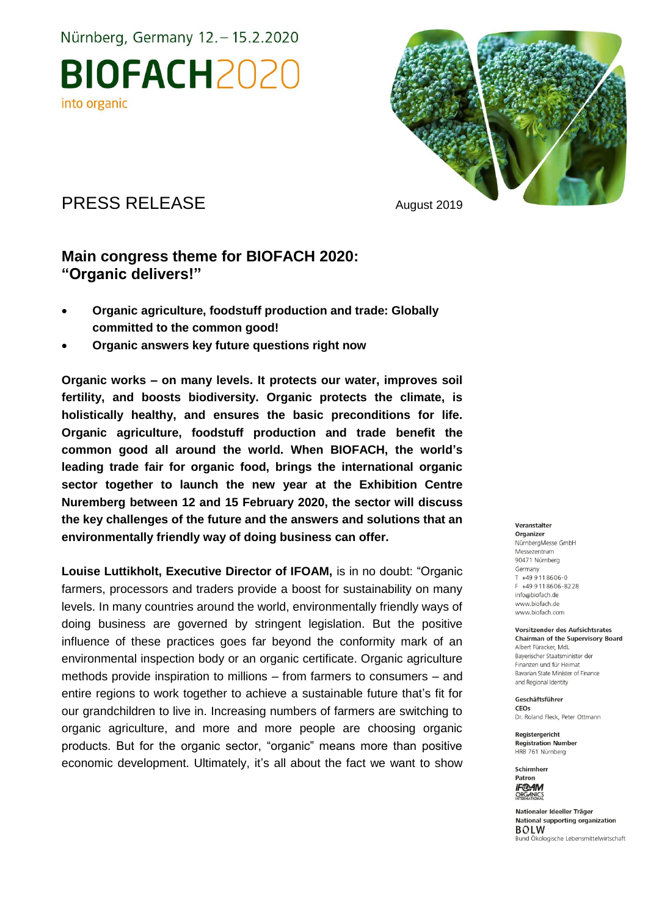Nürnberg, Germany 12. – 15.2.2020

**BIOFACH**2020

into organic

PRESS RELEASE

August 2019

## Main congress theme for BIOFACH 2020: "Organic delivers!"

- **Organic agriculture, foodstuff production and trade: Globally committed to the common good!**
- **Organic answers key future questions right now**

**Organic works – on many levels. It protects our water, improves soil fertility, and boosts biodiversity. Organic protects the climate, is holistically healthy, and ensures the basic preconditions for life. Organic agriculture, foodstuff production and trade benefit the common good all around the world. When BIOFACH, the world's leading trade fair for organic food, brings the international organic sector together to launch the new year at the Exhibition Centre Nuremberg between 12 and 15 February 2020, the sector will discuss the key challenges of the future and the answers and solutions that an environmentally friendly way of doing business can offer.**

**Louise Luttikholt, Executive Director of IFOAM,** is in no doubt: "Organic farmers, processors and traders provide a boost for sustainability on many levels. In many countries around the world, environmentally friendly ways of doing business are governed by stringent legislation. But the positive influence of these practices goes far beyond the conformity mark of an environmental inspection body or an organic certificate. Organic agriculture methods provide inspiration to millions – from farmers to consumers – and entire regions to work together to achieve a sustainable future that's fit for our grandchildren to live in. Increasing numbers of farmers are switching to organic agriculture, and more and more people are choosing organic products. But for the organic sector, "organic" means more than positive economic development. Ultimately, it's all about the fact we want to show

**Veranstalter**
**Organizer**
NürnbergMesse GmbH
Messezentrum
90471 Nürnberg
Germany
T +49 9 11 86 06-0
F +49 9 11 86 06-82 28
info@biofach.de
www.biofach.de
www.biofach.com

**Vorsitzender des Aufsichtsrates**
**Chairman of the Supervisory Board**
Albert Füracker, MdL
Bayerischer Staatsminister der Finanzen und für Heimat
Bavarian State Minister of Finance and Regional Identity

**Geschäftsführer**
**CEOs**
Dr. Roland Fleck, Peter Ottmann

**Registergericht**
**Registration Number**
HRB 761 Nürnberg

**Schirmherr**
**Patron**
IFOAM ORGANICS INTERNATIONAL

**Nationaler Ideeller Träger**
**National supporting organization**
BÖLW
Bund Ökologische Lebensmittelwirtschaft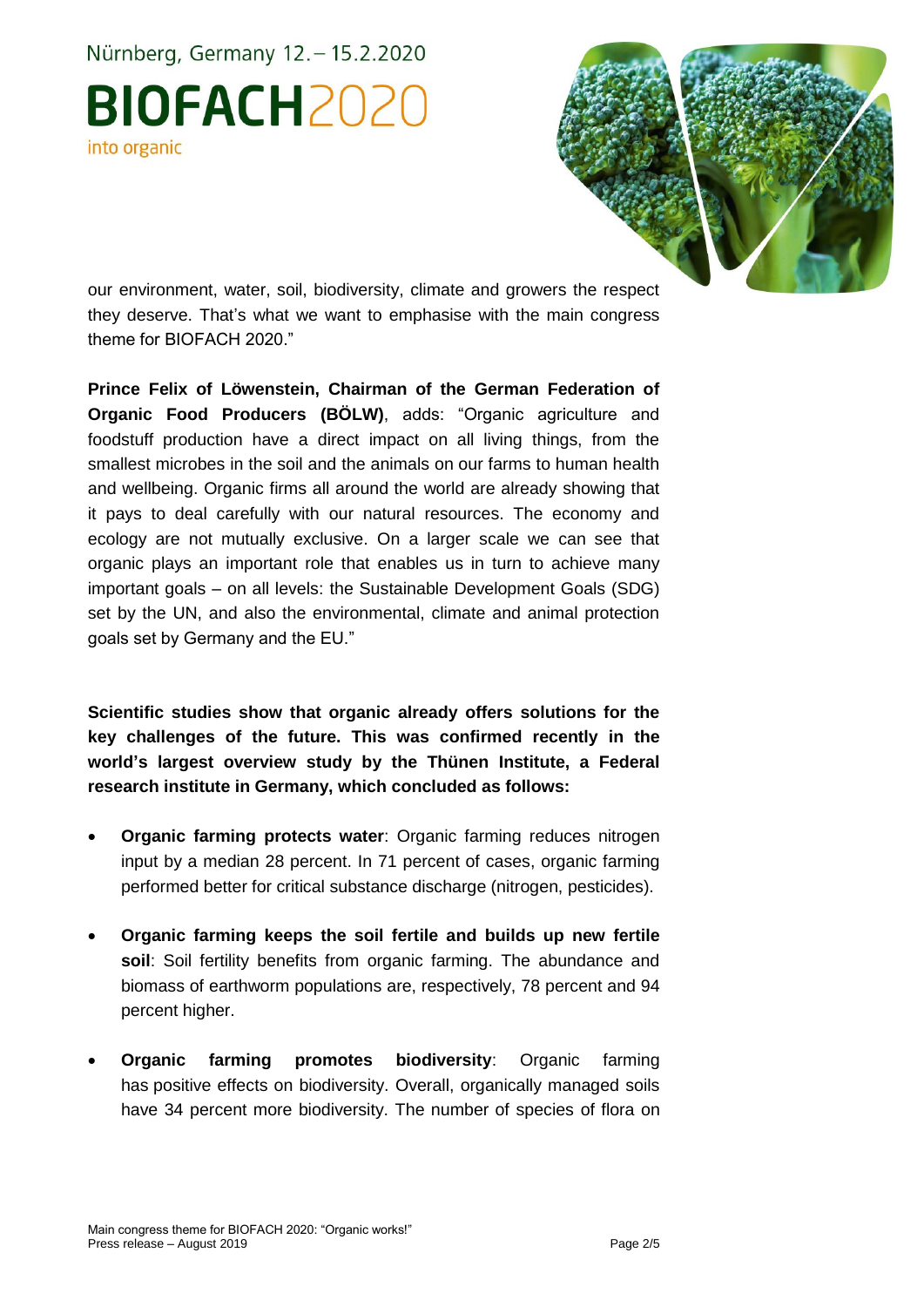our environment, water, soil, biodiversity, climate and growers the respect they deserve. That's what we want to emphasise with the main congress theme for BIOFACH 2020."

**Prince Felix of Löwenstein, Chairman of the German Federation of Organic Food Producers (BÖLW)**, adds: "Organic agriculture and foodstuff production have a direct impact on all living things, from the smallest microbes in the soil and the animals on our farms to human health and wellbeing. Organic firms all around the world are already showing that it pays to deal carefully with our natural resources. The economy and ecology are not mutually exclusive. On a larger scale we can see that organic plays an important role that enables us in turn to achieve many important goals – on all levels: the Sustainable Development Goals (SDG) set by the UN, and also the environmental, climate and animal protection goals set by Germany and the EU."

**Scientific studies show that organic already offers solutions for the key challenges of the future. This was confirmed recently in the world's largest overview study by the Thünen Institute, a Federal research institute in Germany, which concluded as follows:**

- **Organic farming protects water**: Organic farming reduces nitrogen input by a median 28 percent. In 71 percent of cases, organic farming performed better for critical substance discharge (nitrogen, pesticides).

- **Organic farming keeps the soil fertile and builds up new fertile soil**: Soil fertility benefits from organic farming. The abundance and biomass of earthworm populations are, respectively, 78 percent and 94 percent higher.

- **Organic farming promotes biodiversity**: Organic farming has positive effects on biodiversity. Overall, organically managed soils have 34 percent more biodiversity. The number of species of flora on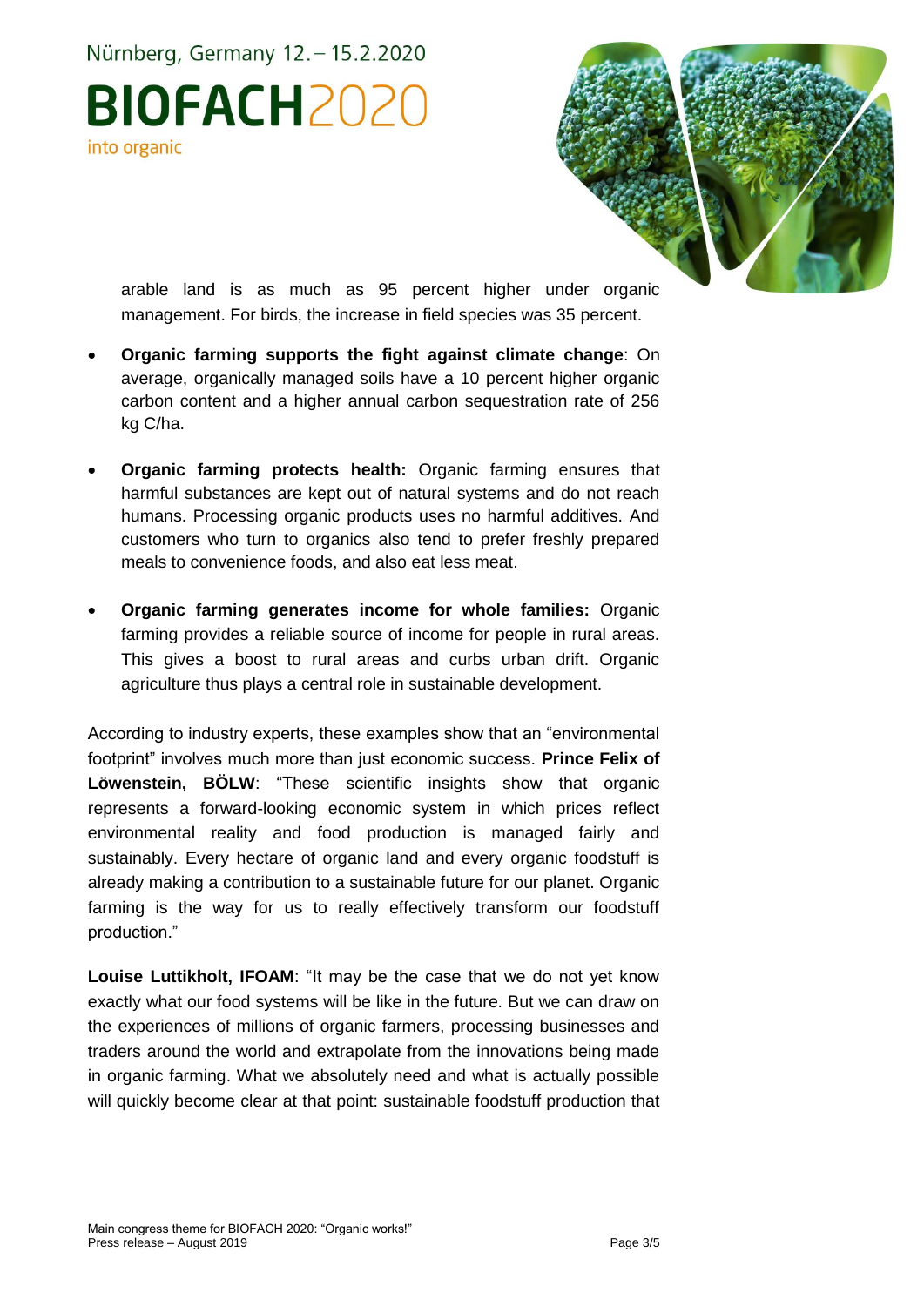arable land is as much as 95 percent higher under organic management. For birds, the increase in field species was 35 percent.

- **Organic farming supports the fight against climate change**: On average, organically managed soils have a 10 percent higher organic carbon content and a higher annual carbon sequestration rate of 256 kg C/ha.
- **Organic farming protects health:** Organic farming ensures that harmful substances are kept out of natural systems and do not reach humans. Processing organic products uses no harmful additives. And customers who turn to organics also tend to prefer freshly prepared meals to convenience foods, and also eat less meat.
- **Organic farming generates income for whole families:** Organic farming provides a reliable source of income for people in rural areas. This gives a boost to rural areas and curbs urban drift. Organic agriculture thus plays a central role in sustainable development.

According to industry experts, these examples show that an "environmental footprint" involves much more than just economic success. **Prince Felix of Löwenstein, BÖLW**: "These scientific insights show that organic represents a forward-looking economic system in which prices reflect environmental reality and food production is managed fairly and sustainably. Every hectare of organic land and every organic foodstuff is already making a contribution to a sustainable future for our planet. Organic farming is the way for us to really effectively transform our foodstuff production."

**Louise Luttikholt, IFOAM**: "It may be the case that we do not yet know exactly what our food systems will be like in the future. But we can draw on the experiences of millions of organic farmers, processing businesses and traders around the world and extrapolate from the innovations being made in organic farming. What we absolutely need and what is actually possible will quickly become clear at that point: sustainable foodstuff production that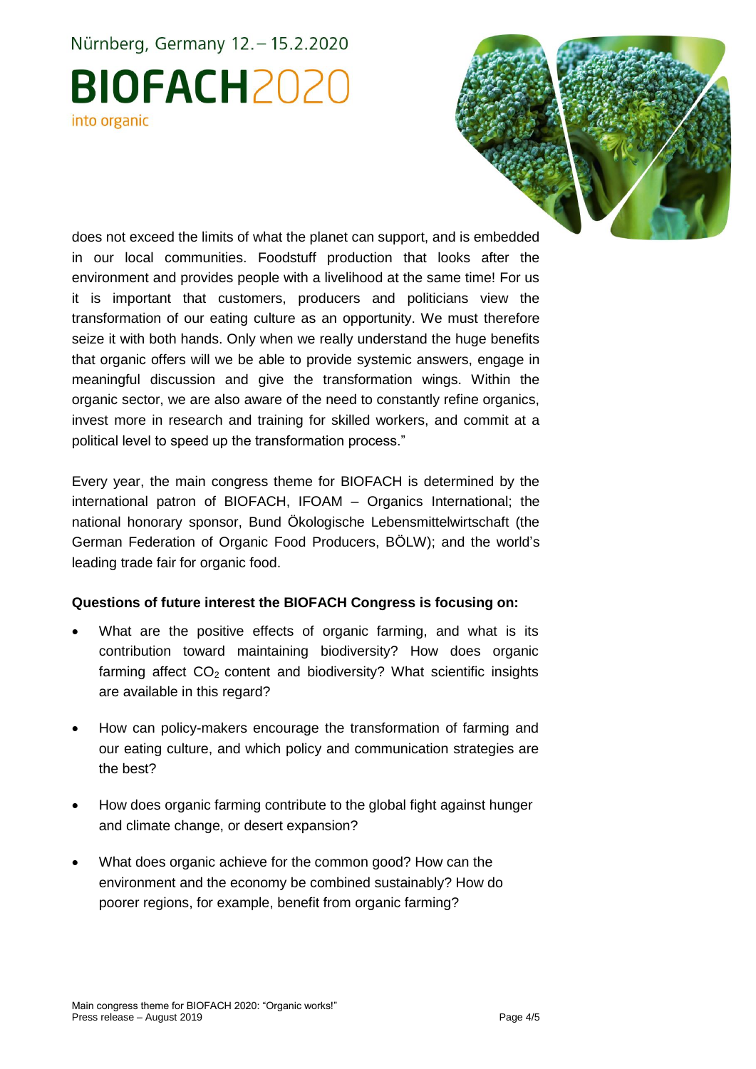does not exceed the limits of what the planet can support, and is embedded in our local communities. Foodstuff production that looks after the environment and provides people with a livelihood at the same time! For us it is important that customers, producers and politicians view the transformation of our eating culture as an opportunity. We must therefore seize it with both hands. Only when we really understand the huge benefits that organic offers will we be able to provide systemic answers, engage in meaningful discussion and give the transformation wings. Within the organic sector, we are also aware of the need to constantly refine organics, invest more in research and training for skilled workers, and commit at a political level to speed up the transformation process."

Every year, the main congress theme for BIOFACH is determined by the international patron of BIOFACH, IFOAM – Organics International; the national honorary sponsor, Bund Ökologische Lebensmittelwirtschaft (the German Federation of Organic Food Producers, BÖLW); and the world's leading trade fair for organic food.

**Questions of future interest the BIOFACH Congress is focusing on:**

- What are the positive effects of organic farming, and what is its contribution toward maintaining biodiversity? How does organic farming affect $CO_2$ content and biodiversity? What scientific insights are available in this regard?
- How can policy-makers encourage the transformation of farming and our eating culture, and which policy and communication strategies are the best?
- How does organic farming contribute to the global fight against hunger and climate change, or desert expansion?
- What does organic achieve for the common good? How can the environment and the economy be combined sustainably? How do poorer regions, for example, benefit from organic farming?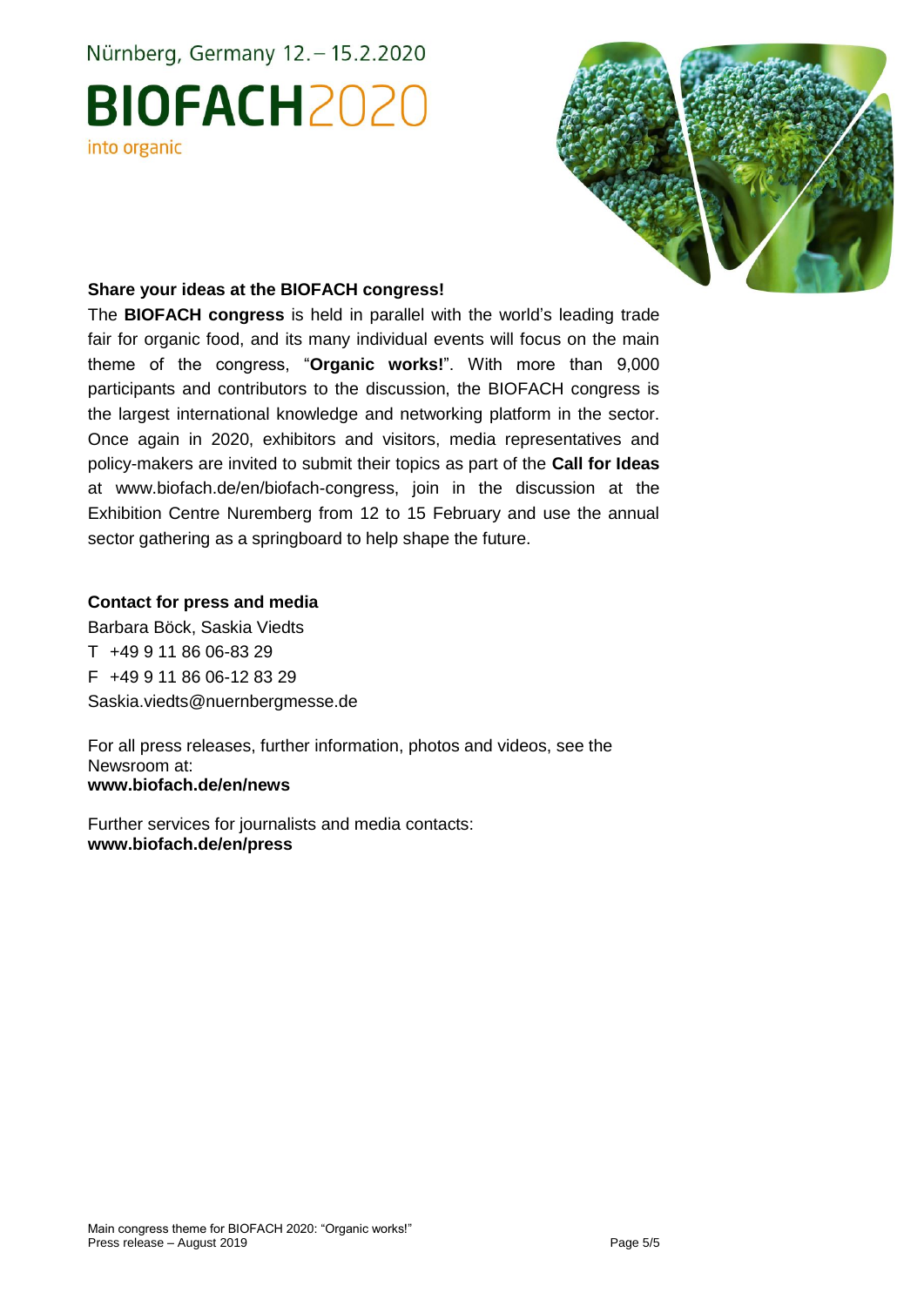Nürnberg, Germany 12. – 15.2.2020

**BIOFACH**2020

into organic

**Share your ideas at the BIOFACH congress!**

The **BIOFACH congress** is held in parallel with the world's leading trade fair for organic food, and its many individual events will focus on the main theme of the congress, "**Organic works!**". With more than 9,000 participants and contributors to the discussion, the BIOFACH congress is the largest international knowledge and networking platform in the sector. Once again in 2020, exhibitors and visitors, media representatives and policy-makers are invited to submit their topics as part of the **Call for Ideas** at www.biofach.de/en/biofach-congress, join in the discussion at the Exhibition Centre Nuremberg from 12 to 15 February and use the annual sector gathering as a springboard to help shape the future.

**Contact for press and media**

Barbara Böck, Saskia Viedts
T +49 9 11 86 06-83 29
F +49 9 11 86 06-12 83 29
Saskia.viedts@nuernbergmesse.de

For all press releases, further information, photos and videos, see the Newsroom at:
**www.biofach.de/en/news**

Further services for journalists and media contacts:
**www.biofach.de/en/press**